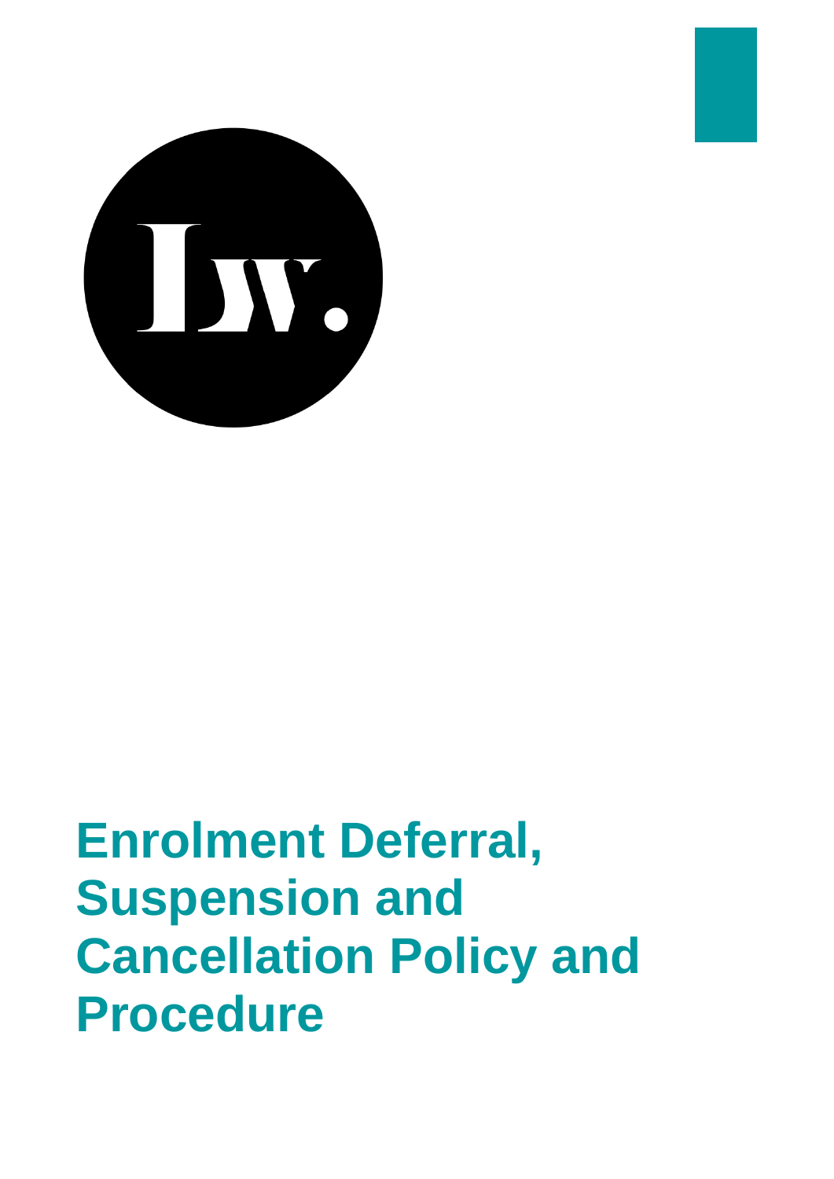# Enrolment Deferral, Suspension and Cancellation Policy and Procedure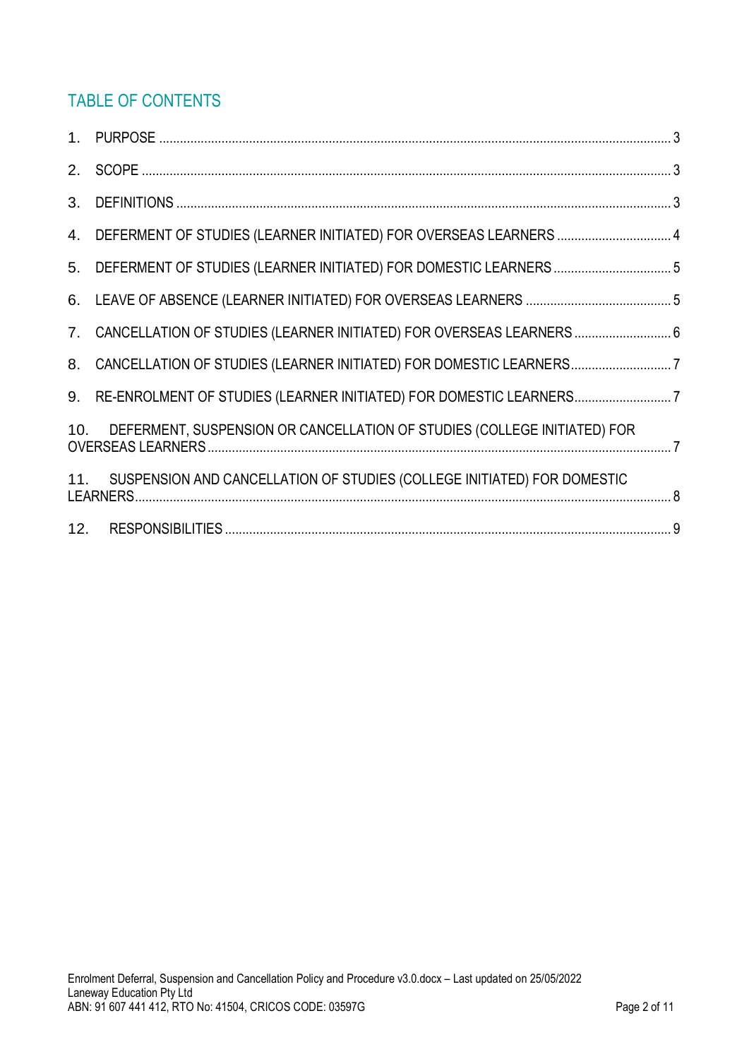## TABLE OF CONTENTS

1. PURPOSE .......... 3
2. SCOPE .......... 3
3. DEFINITIONS .......... 3
4. DEFERMENT OF STUDIES (LEARNER INITIATED) FOR OVERSEAS LEARNERS .......... 4
5. DEFERMENT OF STUDIES (LEARNER INITIATED) FOR DOMESTIC LEARNERS .......... 5
6. LEAVE OF ABSENCE (LEARNER INITIATED) FOR OVERSEAS LEARNERS .......... 5
7. CANCELLATION OF STUDIES (LEARNER INITIATED) FOR OVERSEAS LEARNERS .......... 6
8. CANCELLATION OF STUDIES (LEARNER INITIATED) FOR DOMESTIC LEARNERS .......... 7
9. RE-ENROLMENT OF STUDIES (LEARNER INITIATED) FOR DOMESTIC LEARNERS .......... 7
10. DEFERMENT, SUSPENSION OR CANCELLATION OF STUDIES (COLLEGE INITIATED) FOR OVERSEAS LEARNERS .......... 7
11. SUSPENSION AND CANCELLATION OF STUDIES (COLLEGE INITIATED) FOR DOMESTIC LEARNERS .......... 8
12. RESPONSIBILITIES .......... 9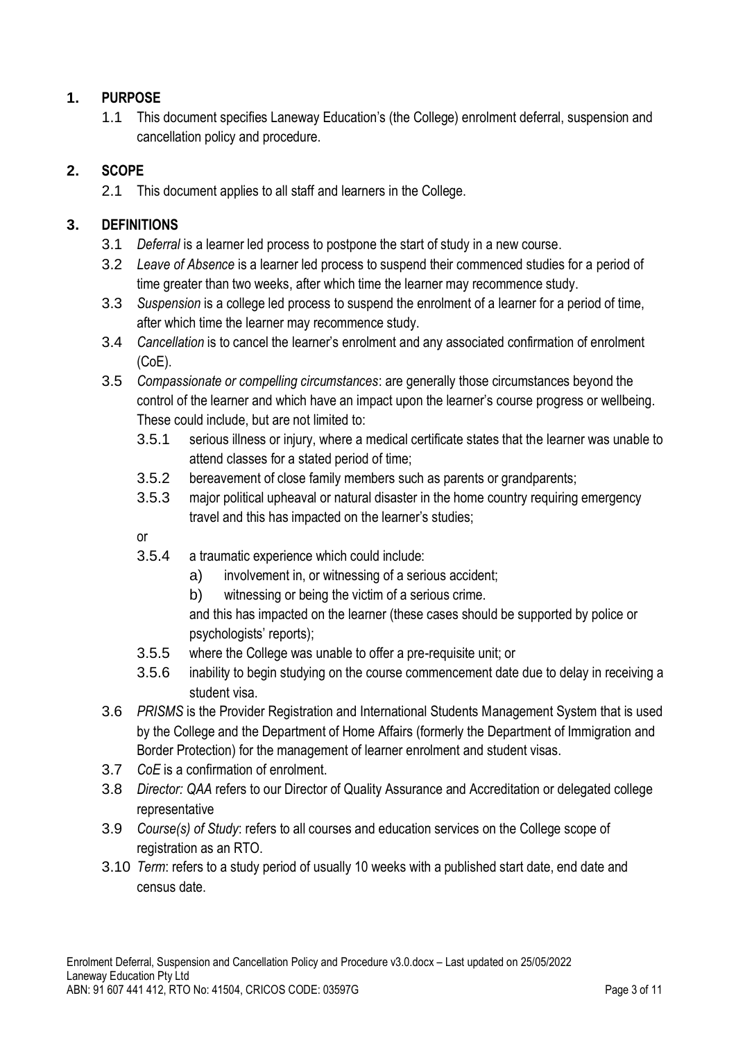## 1. PURPOSE

1.1 This document specifies Laneway Education's (the College) enrolment deferral, suspension and cancellation policy and procedure.

## 2. SCOPE

2.1 This document applies to all staff and learners in the College.

## 3. DEFINITIONS

3.1 *Deferral* is a learner led process to postpone the start of study in a new course.

3.2 *Leave of Absence* is a learner led process to suspend their commenced studies for a period of time greater than two weeks, after which time the learner may recommence study.

3.3 *Suspension* is a college led process to suspend the enrolment of a learner for a period of time, after which time the learner may recommence study.

3.4 *Cancellation* is to cancel the learner's enrolment and any associated confirmation of enrolment (CoE).

3.5 *Compassionate or compelling circumstances*: are generally those circumstances beyond the control of the learner and which have an impact upon the learner's course progress or wellbeing. These could include, but are not limited to:

- 3.5.1 serious illness or injury, where a medical certificate states that the learner was unable to attend classes for a stated period of time;
- 3.5.2 bereavement of close family members such as parents or grandparents;
- 3.5.3 major political upheaval or natural disaster in the home country requiring emergency travel and this has impacted on the learner's studies;

or

- 3.5.4 a traumatic experience which could include:
  - a) involvement in, or witnessing of a serious accident;
  - b) witnessing or being the victim of a serious crime.

  and this has impacted on the learner (these cases should be supported by police or psychologists' reports);
- 3.5.5 where the College was unable to offer a pre-requisite unit; or
- 3.5.6 inability to begin studying on the course commencement date due to delay in receiving a student visa.

3.6 *PRISMS* is the Provider Registration and International Students Management System that is used by the College and the Department of Home Affairs (formerly the Department of Immigration and Border Protection) for the management of learner enrolment and student visas.

3.7 *CoE* is a confirmation of enrolment.

3.8 *Director: QAA* refers to our Director of Quality Assurance and Accreditation or delegated college representative

3.9 *Course(s) of Study*: refers to all courses and education services on the College scope of registration as an RTO.

3.10 *Term*: refers to a study period of usually 10 weeks with a published start date, end date and census date.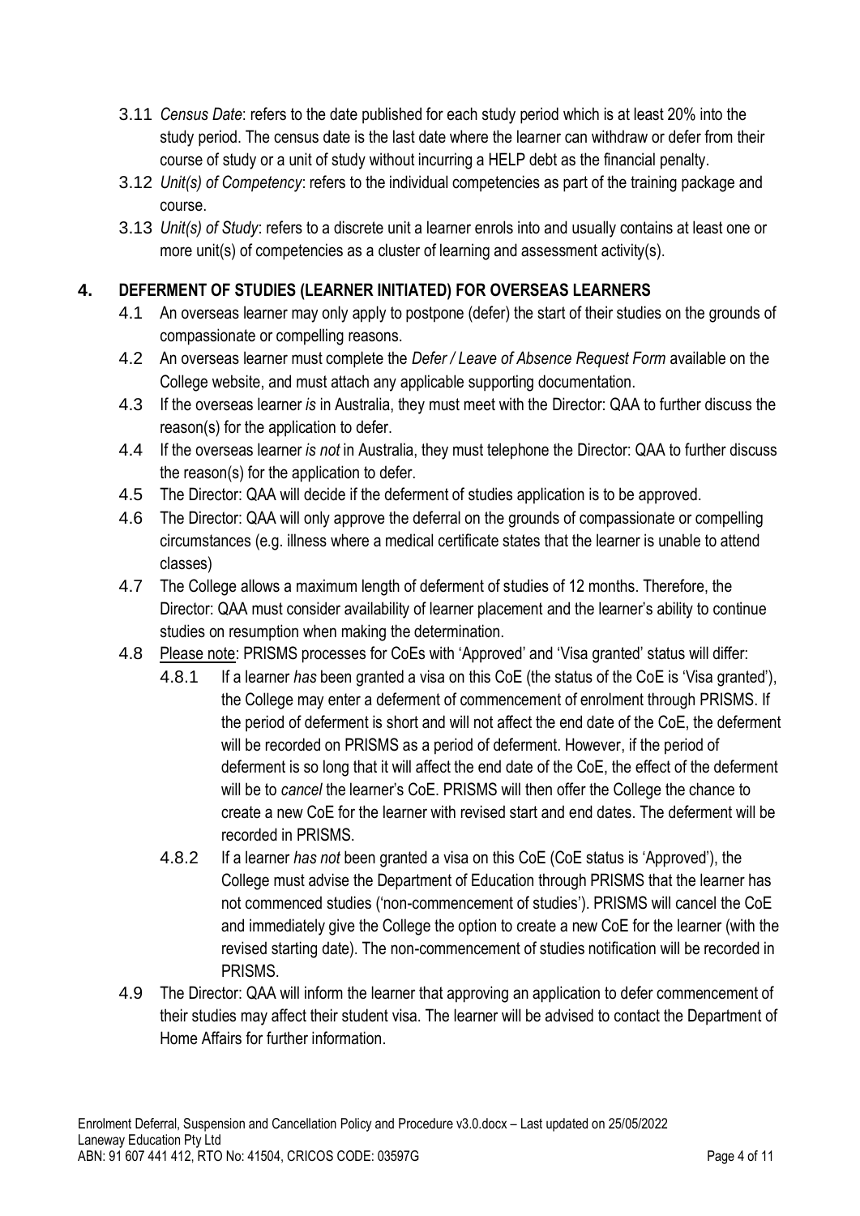3.11 *Census Date*: refers to the date published for each study period which is at least 20% into the study period. The census date is the last date where the learner can withdraw or defer from their course of study or a unit of study without incurring a HELP debt as the financial penalty.

3.12 *Unit(s) of Competency*: refers to the individual competencies as part of the training package and course.

3.13 *Unit(s) of Study*: refers to a discrete unit a learner enrols into and usually contains at least one or more unit(s) of competencies as a cluster of learning and assessment activity(s).

## 4. DEFERMENT OF STUDIES (LEARNER INITIATED) FOR OVERSEAS LEARNERS

4.1 An overseas learner may only apply to postpone (defer) the start of their studies on the grounds of compassionate or compelling reasons.

4.2 An overseas learner must complete the *Defer / Leave of Absence Request Form* available on the College website, and must attach any applicable supporting documentation.

4.3 If the overseas learner *is* in Australia, they must meet with the Director: QAA to further discuss the reason(s) for the application to defer.

4.4 If the overseas learner *is not* in Australia, they must telephone the Director: QAA to further discuss the reason(s) for the application to defer.

4.5 The Director: QAA will decide if the deferment of studies application is to be approved.

4.6 The Director: QAA will only approve the deferral on the grounds of compassionate or compelling circumstances (e.g. illness where a medical certificate states that the learner is unable to attend classes)

4.7 The College allows a maximum length of deferment of studies of 12 months. Therefore, the Director: QAA must consider availability of learner placement and the learner's ability to continue studies on resumption when making the determination.

4.8 Please note: PRISMS processes for CoEs with 'Approved' and 'Visa granted' status will differ:

4.8.1 If a learner *has* been granted a visa on this CoE (the status of the CoE is 'Visa granted'), the College may enter a deferment of commencement of enrolment through PRISMS. If the period of deferment is short and will not affect the end date of the CoE, the deferment will be recorded on PRISMS as a period of deferment. However, if the period of deferment is so long that it will affect the end date of the CoE, the effect of the deferment will be to *cancel* the learner's CoE. PRISMS will then offer the College the chance to create a new CoE for the learner with revised start and end dates. The deferment will be recorded in PRISMS.

4.8.2 If a learner *has not* been granted a visa on this CoE (CoE status is 'Approved'), the College must advise the Department of Education through PRISMS that the learner has not commenced studies ('non-commencement of studies'). PRISMS will cancel the CoE and immediately give the College the option to create a new CoE for the learner (with the revised starting date). The non-commencement of studies notification will be recorded in PRISMS.

4.9 The Director: QAA will inform the learner that approving an application to defer commencement of their studies may affect their student visa. The learner will be advised to contact the Department of Home Affairs for further information.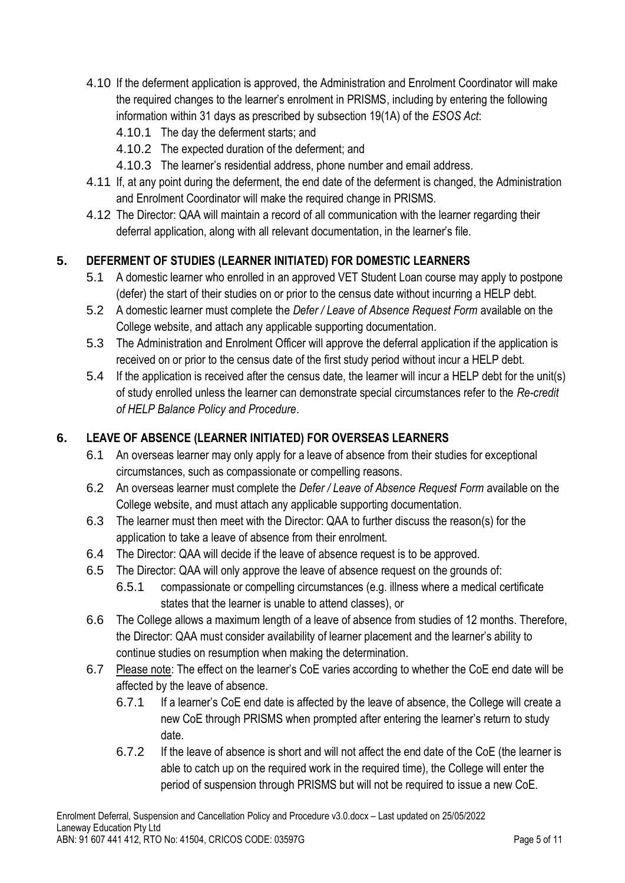4.10 If the deferment application is approved, the Administration and Enrolment Coordinator will make the required changes to the learner's enrolment in PRISMS, including by entering the following information within 31 days as prescribed by subsection 19(1A) of the *ESOS Act*:

4.10.1 The day the deferment starts; and

4.10.2 The expected duration of the deferment; and

4.10.3 The learner's residential address, phone number and email address.

4.11 If, at any point during the deferment, the end date of the deferment is changed, the Administration and Enrolment Coordinator will make the required change in PRISMS.

4.12 The Director: QAA will maintain a record of all communication with the learner regarding their deferral application, along with all relevant documentation, in the learner's file.

## 5. DEFERMENT OF STUDIES (LEARNER INITIATED) FOR DOMESTIC LEARNERS

5.1 A domestic learner who enrolled in an approved VET Student Loan course may apply to postpone (defer) the start of their studies on or prior to the census date without incurring a HELP debt.

5.2 A domestic learner must complete the *Defer / Leave of Absence Request Form* available on the College website, and attach any applicable supporting documentation.

5.3 The Administration and Enrolment Officer will approve the deferral application if the application is received on or prior to the census date of the first study period without incur a HELP debt.

5.4 If the application is received after the census date, the learner will incur a HELP debt for the unit(s) of study enrolled unless the learner can demonstrate special circumstances refer to the *Re-credit of HELP Balance Policy and Procedure*.

## 6. LEAVE OF ABSENCE (LEARNER INITIATED) FOR OVERSEAS LEARNERS

6.1 An overseas learner may only apply for a leave of absence from their studies for exceptional circumstances, such as compassionate or compelling reasons.

6.2 An overseas learner must complete the *Defer / Leave of Absence Request Form* available on the College website, and must attach any applicable supporting documentation.

6.3 The learner must then meet with the Director: QAA to further discuss the reason(s) for the application to take a leave of absence from their enrolment.

6.4 The Director: QAA will decide if the leave of absence request is to be approved.

6.5 The Director: QAA will only approve the leave of absence request on the grounds of:

6.5.1 compassionate or compelling circumstances (e.g. illness where a medical certificate states that the learner is unable to attend classes), or

6.6 The College allows a maximum length of a leave of absence from studies of 12 months. Therefore, the Director: QAA must consider availability of learner placement and the learner's ability to continue studies on resumption when making the determination.

6.7 Please note: The effect on the learner's CoE varies according to whether the CoE end date will be affected by the leave of absence.

6.7.1 If a learner's CoE end date is affected by the leave of absence, the College will create a new CoE through PRISMS when prompted after entering the learner's return to study date.

6.7.2 If the leave of absence is short and will not affect the end date of the CoE (the learner is able to catch up on the required work in the required time), the College will enter the period of suspension through PRISMS but will not be required to issue a new CoE.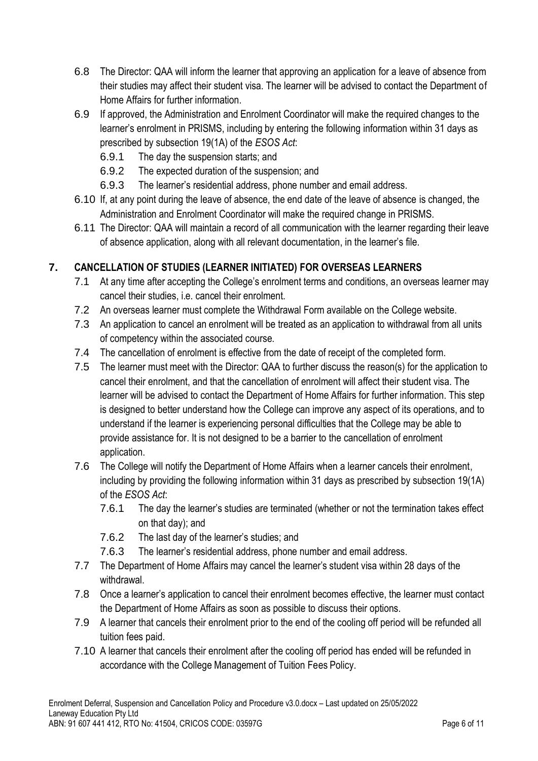6.8 The Director: QAA will inform the learner that approving an application for a leave of absence from their studies may affect their student visa. The learner will be advised to contact the Department of Home Affairs for further information.

6.9 If approved, the Administration and Enrolment Coordinator will make the required changes to the learner's enrolment in PRISMS, including by entering the following information within 31 days as prescribed by subsection 19(1A) of the *ESOS Act*:

- 6.9.1 The day the suspension starts; and
- 6.9.2 The expected duration of the suspension; and
- 6.9.3 The learner's residential address, phone number and email address.

6.10 If, at any point during the leave of absence, the end date of the leave of absence is changed, the Administration and Enrolment Coordinator will make the required change in PRISMS.

6.11 The Director: QAA will maintain a record of all communication with the learner regarding their leave of absence application, along with all relevant documentation, in the learner's file.

## 7. CANCELLATION OF STUDIES (LEARNER INITIATED) FOR OVERSEAS LEARNERS

7.1 At any time after accepting the College's enrolment terms and conditions, an overseas learner may cancel their studies, i.e. cancel their enrolment.

7.2 An overseas learner must complete the Withdrawal Form available on the College website.

7.3 An application to cancel an enrolment will be treated as an application to withdrawal from all units of competency within the associated course.

7.4 The cancellation of enrolment is effective from the date of receipt of the completed form.

7.5 The learner must meet with the Director: QAA to further discuss the reason(s) for the application to cancel their enrolment, and that the cancellation of enrolment will affect their student visa. The learner will be advised to contact the Department of Home Affairs for further information. This step is designed to better understand how the College can improve any aspect of its operations, and to understand if the learner is experiencing personal difficulties that the College may be able to provide assistance for. It is not designed to be a barrier to the cancellation of enrolment application.

7.6 The College will notify the Department of Home Affairs when a learner cancels their enrolment, including by providing the following information within 31 days as prescribed by subsection 19(1A) of the *ESOS Act*:

- 7.6.1 The day the learner's studies are terminated (whether or not the termination takes effect on that day); and
- 7.6.2 The last day of the learner's studies; and
- 7.6.3 The learner's residential address, phone number and email address.

7.7 The Department of Home Affairs may cancel the learner's student visa within 28 days of the withdrawal.

7.8 Once a learner's application to cancel their enrolment becomes effective, the learner must contact the Department of Home Affairs as soon as possible to discuss their options.

7.9 A learner that cancels their enrolment prior to the end of the cooling off period will be refunded all tuition fees paid.

7.10 A learner that cancels their enrolment after the cooling off period has ended will be refunded in accordance with the College Management of Tuition Fees Policy.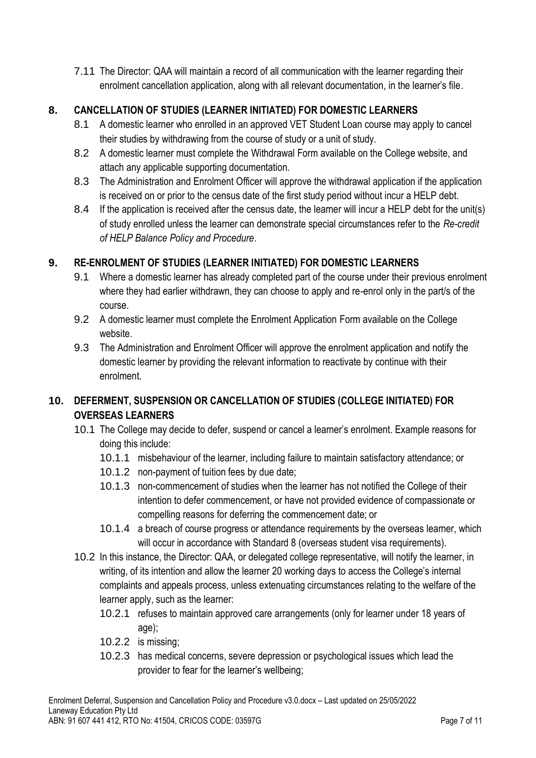7.11 The Director: QAA will maintain a record of all communication with the learner regarding their enrolment cancellation application, along with all relevant documentation, in the learner's file.

## 8. CANCELLATION OF STUDIES (LEARNER INITIATED) FOR DOMESTIC LEARNERS

8.1 A domestic learner who enrolled in an approved VET Student Loan course may apply to cancel their studies by withdrawing from the course of study or a unit of study.

8.2 A domestic learner must complete the Withdrawal Form available on the College website, and attach any applicable supporting documentation.

8.3 The Administration and Enrolment Officer will approve the withdrawal application if the application is received on or prior to the census date of the first study period without incur a HELP debt.

8.4 If the application is received after the census date, the learner will incur a HELP debt for the unit(s) of study enrolled unless the learner can demonstrate special circumstances refer to the *Re-credit of HELP Balance Policy and Procedure*.

## 9. RE-ENROLMENT OF STUDIES (LEARNER INITIATED) FOR DOMESTIC LEARNERS

9.1 Where a domestic learner has already completed part of the course under their previous enrolment where they had earlier withdrawn, they can choose to apply and re-enrol only in the part/s of the course.

9.2 A domestic learner must complete the Enrolment Application Form available on the College website.

9.3 The Administration and Enrolment Officer will approve the enrolment application and notify the domestic learner by providing the relevant information to reactivate by continue with their enrolment.

## 10. DEFERMENT, SUSPENSION OR CANCELLATION OF STUDIES (COLLEGE INITIATED) FOR OVERSEAS LEARNERS

10.1 The College may decide to defer, suspend or cancel a learner's enrolment. Example reasons for doing this include:

- 10.1.1 misbehaviour of the learner, including failure to maintain satisfactory attendance; or
- 10.1.2 non-payment of tuition fees by due date;
- 10.1.3 non-commencement of studies when the learner has not notified the College of their intention to defer commencement, or have not provided evidence of compassionate or compelling reasons for deferring the commencement date; or
- 10.1.4 a breach of course progress or attendance requirements by the overseas learner, which will occur in accordance with Standard 8 (overseas student visa requirements).

10.2 In this instance, the Director: QAA, or delegated college representative, will notify the learner, in writing, of its intention and allow the learner 20 working days to access the College's internal complaints and appeals process, unless extenuating circumstances relating to the welfare of the learner apply, such as the learner:

- 10.2.1 refuses to maintain approved care arrangements (only for learner under 18 years of age);
- 10.2.2 is missing;
- 10.2.3 has medical concerns, severe depression or psychological issues which lead the provider to fear for the learner's wellbeing;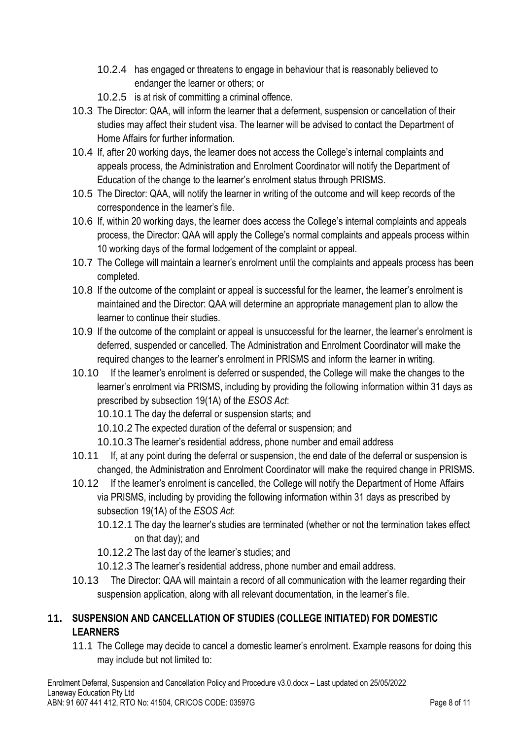10.2.4 has engaged or threatens to engage in behaviour that is reasonably believed to endanger the learner or others; or

10.2.5 is at risk of committing a criminal offence.

10.3 The Director: QAA, will inform the learner that a deferment, suspension or cancellation of their studies may affect their student visa. The learner will be advised to contact the Department of Home Affairs for further information.

10.4 If, after 20 working days, the learner does not access the College's internal complaints and appeals process, the Administration and Enrolment Coordinator will notify the Department of Education of the change to the learner's enrolment status through PRISMS.

10.5 The Director: QAA, will notify the learner in writing of the outcome and will keep records of the correspondence in the learner's file.

10.6 If, within 20 working days, the learner does access the College's internal complaints and appeals process, the Director: QAA will apply the College's normal complaints and appeals process within 10 working days of the formal lodgement of the complaint or appeal.

10.7 The College will maintain a learner's enrolment until the complaints and appeals process has been completed.

10.8 If the outcome of the complaint or appeal is successful for the learner, the learner's enrolment is maintained and the Director: QAA will determine an appropriate management plan to allow the learner to continue their studies.

10.9 If the outcome of the complaint or appeal is unsuccessful for the learner, the learner's enrolment is deferred, suspended or cancelled. The Administration and Enrolment Coordinator will make the required changes to the learner's enrolment in PRISMS and inform the learner in writing.

10.10 If the learner's enrolment is deferred or suspended, the College will make the changes to the learner's enrolment via PRISMS, including by providing the following information within 31 days as prescribed by subsection 19(1A) of the *ESOS Act*:

10.10.1 The day the deferral or suspension starts; and

10.10.2 The expected duration of the deferral or suspension; and

10.10.3 The learner's residential address, phone number and email address

10.11 If, at any point during the deferral or suspension, the end date of the deferral or suspension is changed, the Administration and Enrolment Coordinator will make the required change in PRISMS.

10.12 If the learner's enrolment is cancelled, the College will notify the Department of Home Affairs via PRISMS, including by providing the following information within 31 days as prescribed by subsection 19(1A) of the *ESOS Act*:

10.12.1 The day the learner's studies are terminated (whether or not the termination takes effect on that day); and

10.12.2 The last day of the learner's studies; and

10.12.3 The learner's residential address, phone number and email address.

10.13 The Director: QAA will maintain a record of all communication with the learner regarding their suspension application, along with all relevant documentation, in the learner's file.

## 11. SUSPENSION AND CANCELLATION OF STUDIES (COLLEGE INITIATED) FOR DOMESTIC LEARNERS

11.1 The College may decide to cancel a domestic learner's enrolment. Example reasons for doing this may include but not limited to: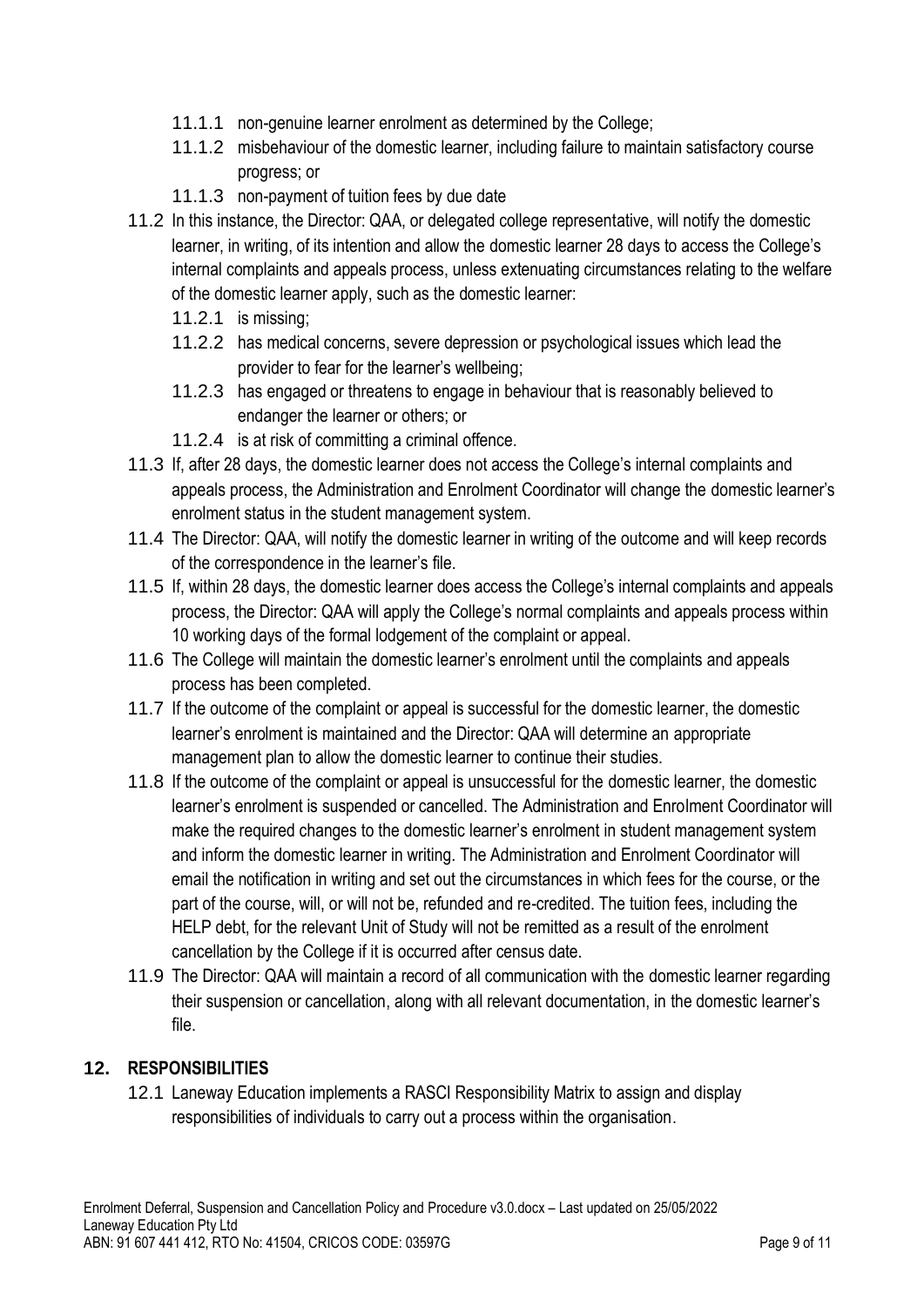- 11.1.1 non-genuine learner enrolment as determined by the College;
- 11.1.2 misbehaviour of the domestic learner, including failure to maintain satisfactory course progress; or
- 11.1.3 non-payment of tuition fees by due date

11.2 In this instance, the Director: QAA, or delegated college representative, will notify the domestic learner, in writing, of its intention and allow the domestic learner 28 days to access the College's internal complaints and appeals process, unless extenuating circumstances relating to the welfare of the domestic learner apply, such as the domestic learner:

- 11.2.1 is missing;
- 11.2.2 has medical concerns, severe depression or psychological issues which lead the provider to fear for the learner's wellbeing;
- 11.2.3 has engaged or threatens to engage in behaviour that is reasonably believed to endanger the learner or others; or
- 11.2.4 is at risk of committing a criminal offence.

11.3 If, after 28 days, the domestic learner does not access the College's internal complaints and appeals process, the Administration and Enrolment Coordinator will change the domestic learner's enrolment status in the student management system.

11.4 The Director: QAA, will notify the domestic learner in writing of the outcome and will keep records of the correspondence in the learner's file.

11.5 If, within 28 days, the domestic learner does access the College's internal complaints and appeals process, the Director: QAA will apply the College's normal complaints and appeals process within 10 working days of the formal lodgement of the complaint or appeal.

11.6 The College will maintain the domestic learner's enrolment until the complaints and appeals process has been completed.

11.7 If the outcome of the complaint or appeal is successful for the domestic learner, the domestic learner's enrolment is maintained and the Director: QAA will determine an appropriate management plan to allow the domestic learner to continue their studies.

11.8 If the outcome of the complaint or appeal is unsuccessful for the domestic learner, the domestic learner's enrolment is suspended or cancelled. The Administration and Enrolment Coordinator will make the required changes to the domestic learner's enrolment in student management system and inform the domestic learner in writing. The Administration and Enrolment Coordinator will email the notification in writing and set out the circumstances in which fees for the course, or the part of the course, will, or will not be, refunded and re-credited. The tuition fees, including the HELP debt, for the relevant Unit of Study will not be remitted as a result of the enrolment cancellation by the College if it is occurred after census date.

11.9 The Director: QAA will maintain a record of all communication with the domestic learner regarding their suspension or cancellation, along with all relevant documentation, in the domestic learner's file.

## 12. RESPONSIBILITIES

12.1 Laneway Education implements a RASCI Responsibility Matrix to assign and display responsibilities of individuals to carry out a process within the organisation.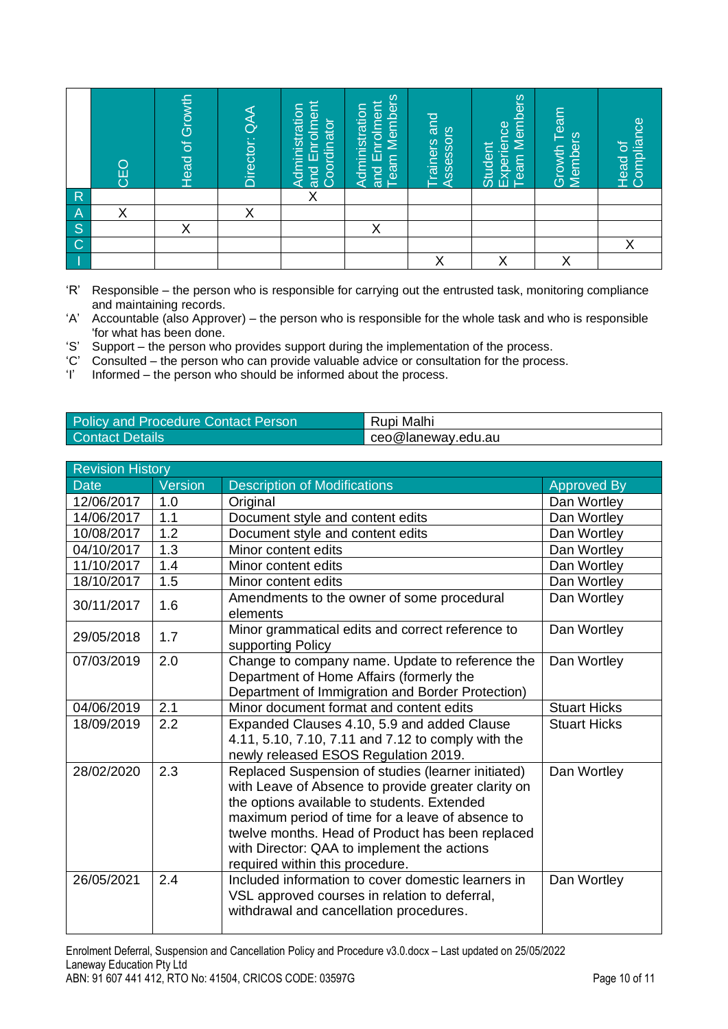| | CEO | Head of Growth | Director: QAA | Administration and Enrolment Coordinator | Administration and Enrolment Team Members | Trainers and Assessors | Student Experience Team Members | Growth Team Members | Head of Compliance |
|---|---|---|---|---|---|---|---|---|---|
| R | | | | X | | | | | |
| A | X | | X | | | | | | |
| S | | X | | | X | | | | |
| C | | | | | | | | | X |
| I | | | | | | X | X | X | |

'R' Responsible – the person who is responsible for carrying out the entrusted task, monitoring compliance and maintaining records.
'A' Accountable (also Approver) – the person who is responsible for the whole task and who is responsible 'for what has been done.
'S' Support – the person who provides support during the implementation of the process.
'C' Consulted – the person who can provide valuable advice or consultation for the process.
'I' Informed – the person who should be informed about the process.

| Policy and Procedure Contact Person | Rupi Malhi |
|---|---|
| Contact Details | ceo@laneway.edu.au |

| Revision History | | | |
|---|---|---|---|
| **Date** | **Version** | **Description of Modifications** | **Approved By** |
| 12/06/2017 | 1.0 | Original | Dan Wortley |
| 14/06/2017 | 1.1 | Document style and content edits | Dan Wortley |
| 10/08/2017 | 1.2 | Document style and content edits | Dan Wortley |
| 04/10/2017 | 1.3 | Minor content edits | Dan Wortley |
| 11/10/2017 | 1.4 | Minor content edits | Dan Wortley |
| 18/10/2017 | 1.5 | Minor content edits | Dan Wortley |
| 30/11/2017 | 1.6 | Amendments to the owner of some procedural elements | Dan Wortley |
| 29/05/2018 | 1.7 | Minor grammatical edits and correct reference to supporting Policy | Dan Wortley |
| 07/03/2019 | 2.0 | Change to company name. Update to reference the Department of Home Affairs (formerly the Department of Immigration and Border Protection) | Dan Wortley |
| 04/06/2019 | 2.1 | Minor document format and content edits | Stuart Hicks |
| 18/09/2019 | 2.2 | Expanded Clauses 4.10, 5.9 and added Clause 4.11, 5.10, 7.10, 7.11 and 7.12 to comply with the newly released ESOS Regulation 2019. | Stuart Hicks |
| 28/02/2020 | 2.3 | Replaced Suspension of studies (learner initiated) with Leave of Absence to provide greater clarity on the options available to students. Extended maximum period of time for a leave of absence to twelve months. Head of Product has been replaced with Director: QAA to implement the actions required within this procedure. | Dan Wortley |
| 26/05/2021 | 2.4 | Included information to cover domestic learners in VSL approved courses in relation to deferral, withdrawal and cancellation procedures. | Dan Wortley |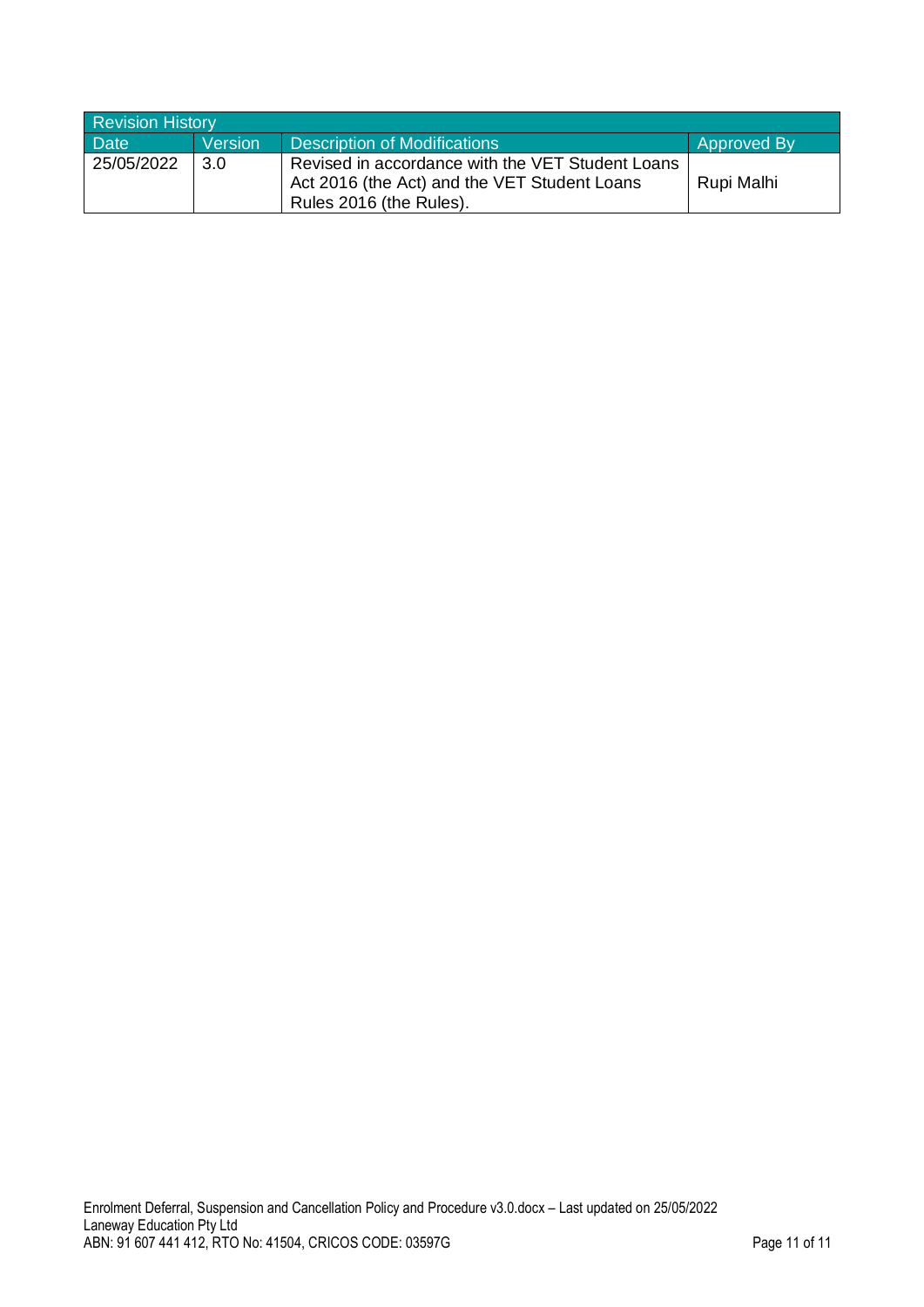| Revision History | | | |
|---|---|---|---|
| Date | Version | Description of Modifications | Approved By |
| 25/05/2022 | 3.0 | Revised in accordance with the VET Student Loans Act 2016 (the Act) and the VET Student Loans Rules 2016 (the Rules). | Rupi Malhi |